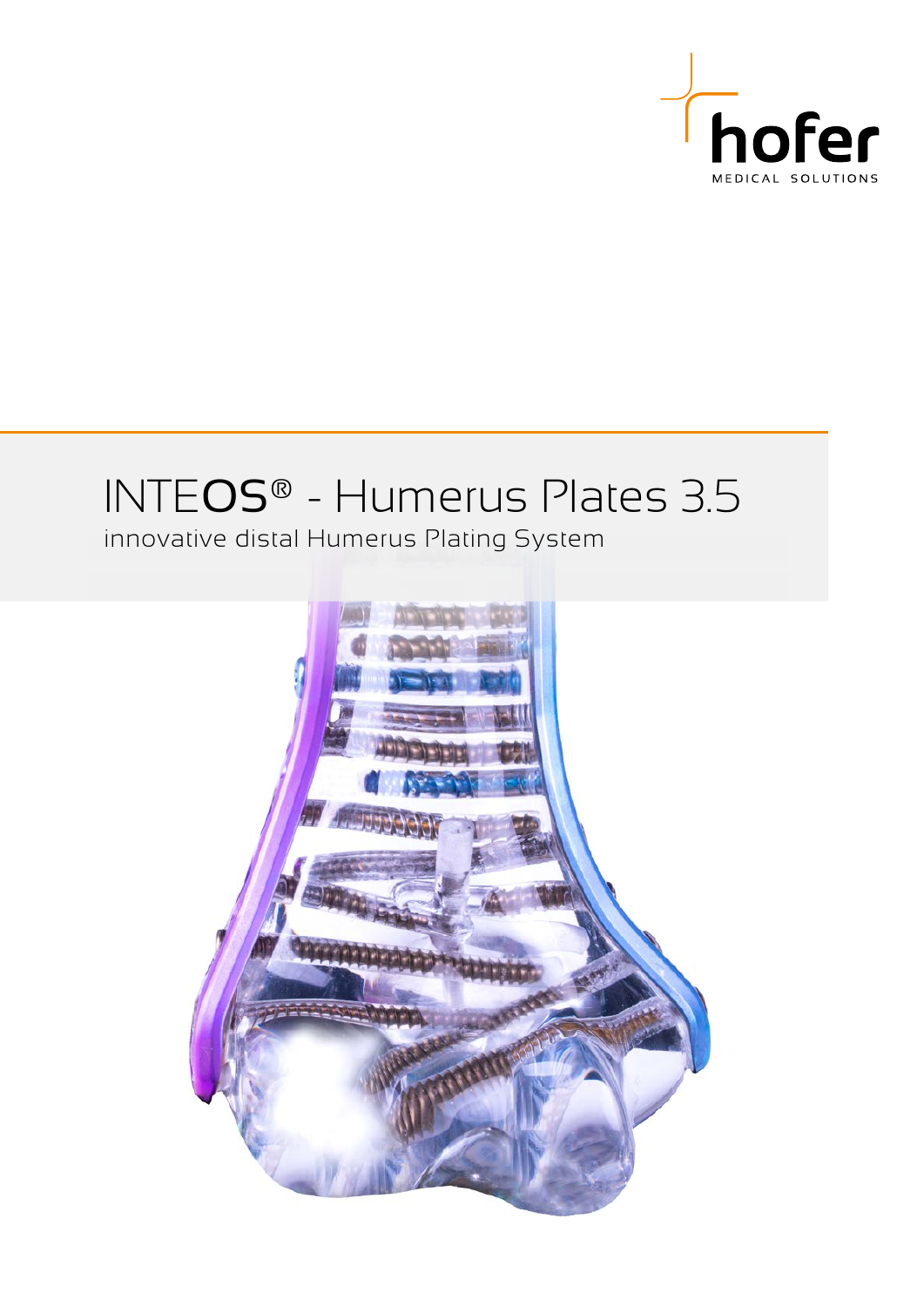hofer

MEDICAL SOLUTIONS

# INTEOS® - Humerus Plates 3.5

innovative distal Humerus Plating System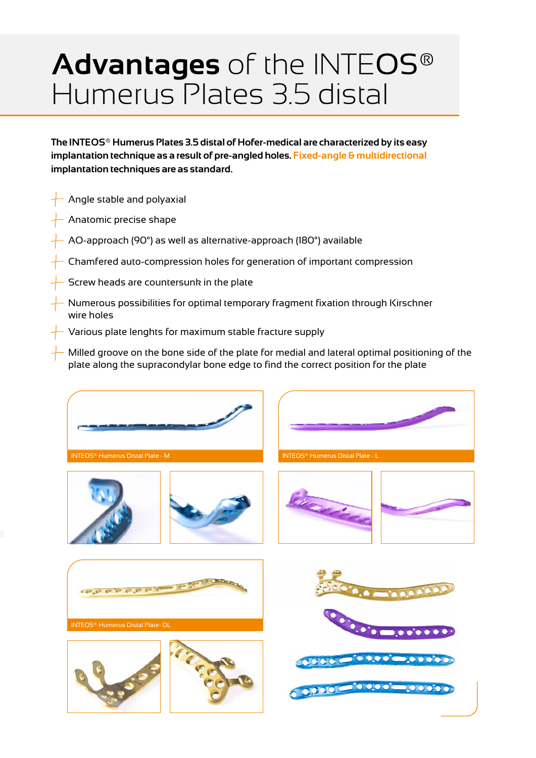# **Advantages** of the INTEOS® Humerus Plates 3.5 distal

**The INTEOS® Humerus Plates 3.5 distal of Hofer-medical are characterized by its easy implantation technique as a result of pre-angled holes. Fixed-angle & multidirectional implantation techniques are as standard.**

- Angle stable and polyaxial
- Anatomic precise shape
- AO-approach (90°) as well as alternative-approach (180°) available
- Chamfered auto-compression holes for generation of important compression
- Screw heads are countersunk in the plate
- Numerous possibilities for optimal temporary fragment fixation through Kirschner wire holes
- Various plate lenghts for maximum stable fracture supply
- Milled groove on the bone side of the plate for medial and lateral optimal positioning of the plate along the supracondylar bone edge to find the correct position for the plate

INTEOS® Humerus Distal Plate - M

INTEOS® Humerus Distal Plate - L

INTEOS® Humerus Distal Plate- DL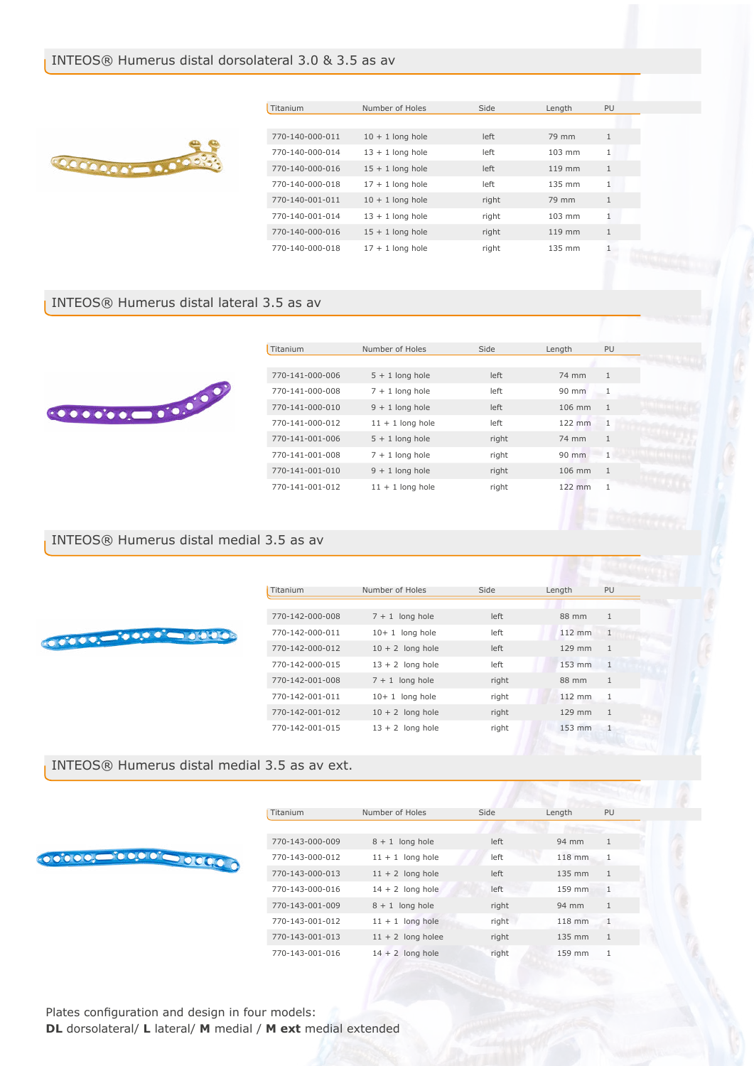## INTEOS® Humerus distal dorsolateral 3.0 & 3.5 as av

| Titanium | Number of Holes | Side | Length | PU |
|---|---|---|---|---|
| 770-140-000-011 | 10 + 1 long hole | left | 79 mm | 1 |
| 770-140-000-014 | 13 + 1 long hole | left | 103 mm | 1 |
| 770-140-000-016 | 15 + 1 long hole | left | 119 mm | 1 |
| 770-140-000-018 | 17 + 1 long hole | left | 135 mm | 1 |
| 770-140-001-011 | 10 + 1 long hole | right | 79 mm | 1 |
| 770-140-001-014 | 13 + 1 long hole | right | 103 mm | 1 |
| 770-140-000-016 | 15 + 1 long hole | right | 119 mm | 1 |
| 770-140-000-018 | 17 + 1 long hole | right | 135 mm | 1 |

## INTEOS® Humerus distal lateral 3.5 as av

| Titanium | Number of Holes | Side | Length | PU |
|---|---|---|---|---|
| 770-141-000-006 | 5 + 1 long hole | left | 74 mm | 1 |
| 770-141-000-008 | 7 + 1 long hole | left | 90 mm | 1 |
| 770-141-000-010 | 9 + 1 long hole | left | 106 mm | 1 |
| 770-141-000-012 | 11 + 1 long hole | left | 122 mm | 1 |
| 770-141-001-006 | 5 + 1 long hole | right | 74 mm | 1 |
| 770-141-001-008 | 7 + 1 long hole | right | 90 mm | 1 |
| 770-141-001-010 | 9 + 1 long hole | right | 106 mm | 1 |
| 770-141-001-012 | 11 + 1 long hole | right | 122 mm | 1 |

## INTEOS® Humerus distal medial 3.5 as av

| Titanium | Number of Holes | Side | Length | PU |
|---|---|---|---|---|
| 770-142-000-008 | 7 + 1 long hole | left | 88 mm | 1 |
| 770-142-000-011 | 10+ 1 long hole | left | 112 mm | 1 |
| 770-142-000-012 | 10 + 2 long hole | left | 129 mm | 1 |
| 770-142-000-015 | 13 + 2 long hole | left | 153 mm | 1 |
| 770-142-001-008 | 7 + 1 long hole | right | 88 mm | 1 |
| 770-142-001-011 | 10+ 1 long hole | right | 112 mm | 1 |
| 770-142-001-012 | 10 + 2 long hole | right | 129 mm | 1 |
| 770-142-001-015 | 13 + 2 long hole | right | 153 mm | 1 |

## INTEOS® Humerus distal medial 3.5 as av ext.

| Titanium | Number of Holes | Side | Length | PU |
|---|---|---|---|---|
| 770-143-000-009 | 8 + 1 long hole | left | 94 mm | 1 |
| 770-143-000-012 | 11 + 1 long hole | left | 118 mm | 1 |
| 770-143-000-013 | 11 + 2 long hole | left | 135 mm | 1 |
| 770-143-000-016 | 14 + 2 long hole | left | 159 mm | 1 |
| 770-143-001-009 | 8 + 1 long hole | right | 94 mm | 1 |
| 770-143-001-012 | 11 + 1 long hole | right | 118 mm | 1 |
| 770-143-001-013 | 11 + 2 long holee | right | 135 mm | 1 |
| 770-143-001-016 | 14 + 2 long hole | right | 159 mm | 1 |

Plates configuration and design in four models:
**DL** dorsolateral/ **L** lateral/ **M** medial / **M ext** medial extended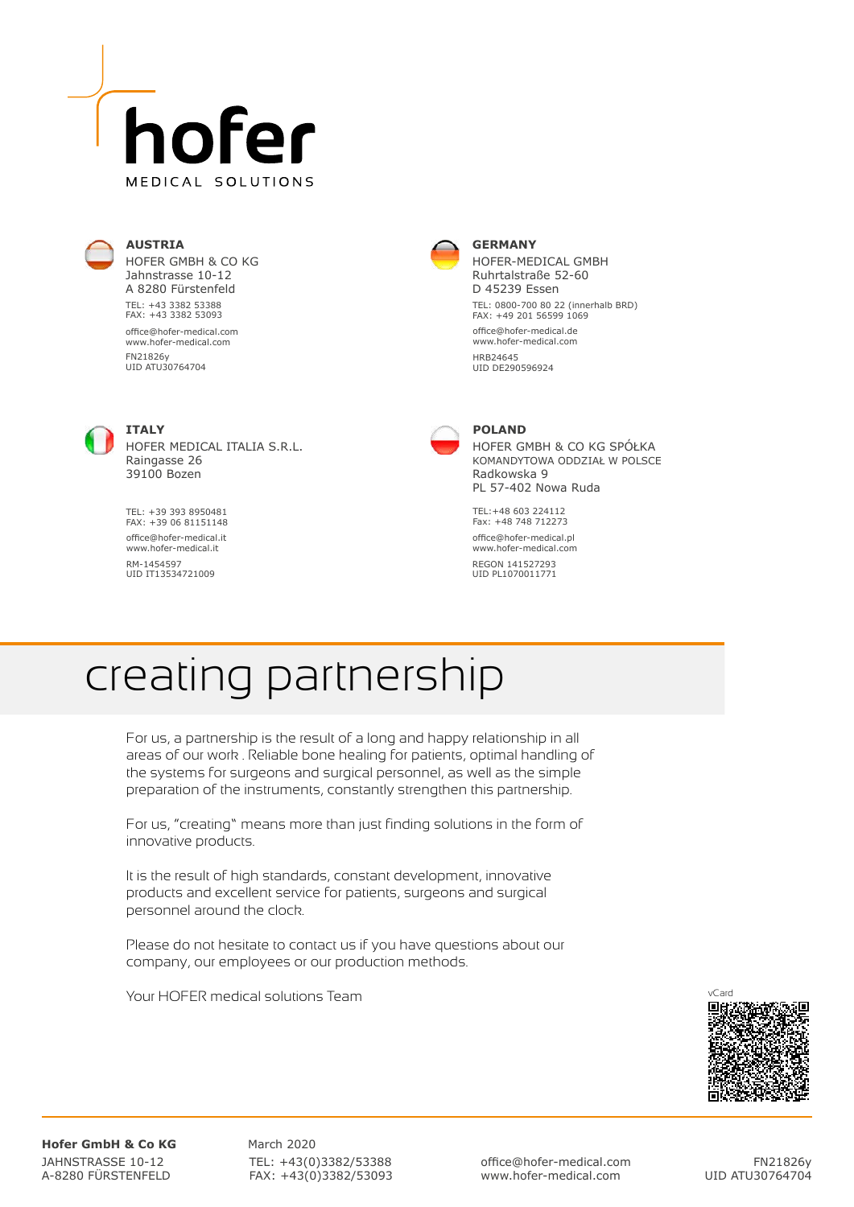hofer

MEDICAL SOLUTIONS

**AUSTRIA**

HOFER GMBH & CO KG
Jahnstrasse 10-12
A 8280 Fürstenfeld

TEL: +43 3382 53388
FAX: +43 3382 53093

office@hofer-medical.com
www.hofer-medical.com

FN21826y
UID ATU30764704

**GERMANY**

HOFER-MEDICAL GMBH
Ruhrtalstraße 52-60
D 45239 Essen

TEL: 0800-700 80 22 (innerhalb BRD)
FAX: +49 201 56599 1069

office@hofer-medical.de
www.hofer-medical.com

HRB24645
UID DE290596924

**ITALY**

HOFER MEDICAL ITALIA S.R.L.
Raingasse 26
39100 Bozen

TEL: +39 393 8950481
FAX: +39 06 81151148

office@hofer-medical.it
www.hofer-medical.it

RM-1454597
UID IT13534721009

**POLAND**

HOFER GMBH & CO KG SPÓŁKA
KOMANDYTOWA ODDZIAŁ W POLSCE
Radkowska 9
PL 57-402 Nowa Ruda

TEL:+48 603 224112
Fax: +48 748 712273

office@hofer-medical.pl
www.hofer-medical.com

REGON 141527293
UID PL1070011771

# creating partnership

For us, a partnership is the result of a long and happy relationship in all areas of our work . Reliable bone healing for patients, optimal handling of the systems for surgeons and surgical personnel, as well as the simple preparation of the instruments, constantly strengthen this partnership.

For us, "creating" means more than just finding solutions in the form of innovative products.

It is the result of high standards, constant development, innovative products and excellent service for patients, surgeons and surgical personnel around the clock.

Please do not hesitate to contact us if you have questions about our company, our employees or our production methods.

Your HOFER medical solutions Team

vCard

**Hofer GmbH & Co KG**
JAHNSTRASSE 10-12
A-8280 FÜRSTENFELD

March 2020
TEL: +43(0)3382/53388
FAX: +43(0)3382/53093

office@hofer-medical.com
www.hofer-medical.com

FN21826y
UID ATU30764704